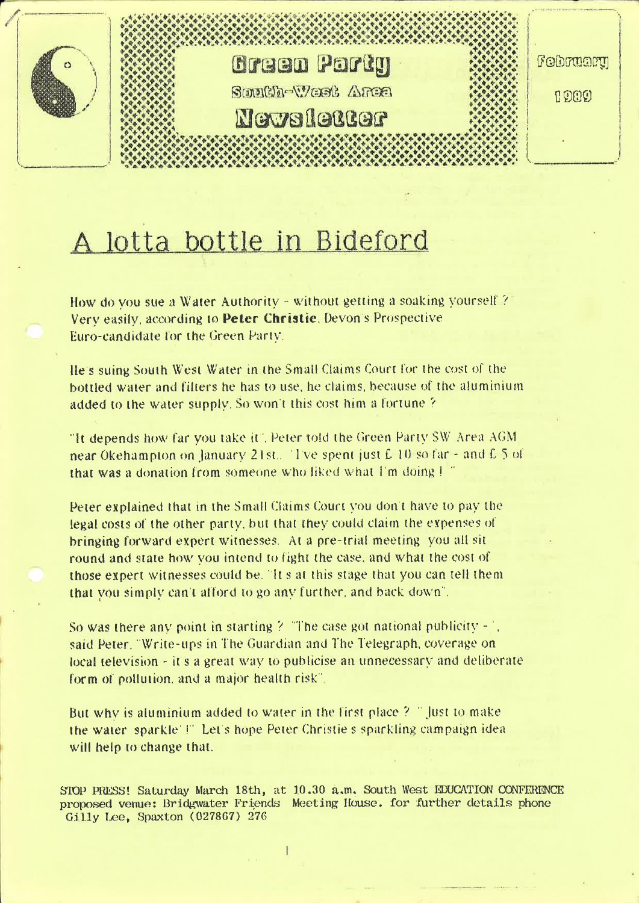# Green Party

## South-West Area Newsletter

February 1989

# A lotta bottle in Bideford

How do you sue a Water Authority - without getting a soaking yourself ? Very easily, according to **Peter Christie**, Devon's Prospective Euro-candidate for the Green Party.

He's suing South West Water in the Small Claims Court for the cost of the bottled water and filters he has to use, he claims, because of the aluminium added to the water supply. So won't this cost him a fortune ?

"It depends how far you take it", Peter told the Green Party SW Area AGM near Okehampton on January 21st.. "I've spent just £ 10 so far - and £ 5 of that was a donation from someone who liked what I'm doing ! "

Peter explained that in the Small Claims Court you don't have to pay the legal costs of the other party, but that they could claim the expenses of bringing forward expert witnesses. At a pre-trial meeting you all sit round and state how you intend to fight the case, and what the cost of those expert witnesses could be. "It s at this stage that you can tell them that you simply can't afford to go any further, and back down".

So was there any point in starting ? "The case got national publicity - ", said Peter. "Write-ups in The Guardian and The Telegraph, coverage on local television - it s a great way to publicise an unnecessary and deliberate form of pollution, and a major health risk".

But why is aluminium added to water in the first place ? " Just to make the water 'sparkle' !" Let's hope Peter Christie's sparkling campaign idea will help to change that.

STOP PRESS! Saturday March 18th, at 10.30 a.m. South West EDUCATION CONFERENCE proposed venue: Bridgwater Friends Meeting House. for further details phone Gilly Lee, Spaxton (027867) 276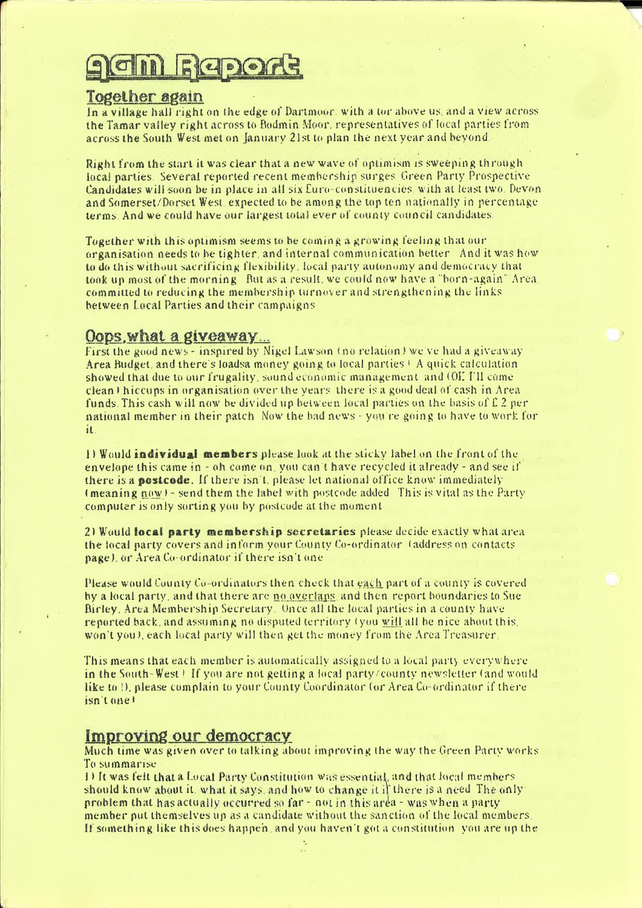# AGM Report

## Together again

In a village hall right on the edge of Dartmoor, with a tor above us, and a view across the Tamar valley right across to Bodmin Moor, representatives of local parties from across the South West met on January 21st to plan the next year and beyond.

Right from the start it was clear that a new wave of optimism is sweeping through local parties. Several reported recent membership surges. Green Party Prospective Candidates will soon be in place in all six Euro-constituencies, with at least two, Devon and Somerset/Dorset West, expected to be among the top ten nationally in percentage terms. And we could have our largest total ever of county council candidates.

Together with this optimism seems to be coming a growing feeling that our organisation needs to be tighter, and internal communication better. And it was how to do this without sacrificing flexibility, local party autonomy and democracy that took up most of the morning. But as a result, we could now have a "born-again" Area, committed to reducing the membership turnover and strengthening the links between Local Parties and their campaigns.

## Oops, what a giveaway...

First the good news - inspired by Nigel Lawson (no relation) we've had a giveaway Area Budget, and there's loadsa money going to local parties! A quick calculation showed that due to our frugality, sound economic management and (OK I'll come clean) hiccups in organisation over the years, there is a good deal of cash in Area funds. This cash will now be divided up between local parties on the basis of £2 per national member in their patch. Now the bad news - you're going to have to work for it.

1) Would **individual members** please look at the sticky label on the front of the envelope this came in - oh come on, you can't have recycled it already - and see if there is a **postcode**. If there isn't, please let national office know immediately (meaning now) - send them the label with postcode added. This is vital as the Party computer is only sorting you by postcode at the moment.

2) Would **local party membership secretaries** please decide exactly what area the local party covers and inform your County Co-ordinator (address on contacts page), or Area Co-ordinator if there isn't one.

Please would County Co-ordinators then check that each part of a county is covered by a local party, and that there are no overlaps, and then report boundaries to Sue Birley, Area Membership Secretary. Once all the local parties in a county have reported back, and assuming no disputed territory (you will all be nice about this, won't you), each local party will then get the money from the Area Treasurer.

This means that each member is automatically assigned to a local party everywhere in the South-West! If you are not getting a local party/county newsletter (and would like to!), please complain to your County Coordinator (or Area Co-ordinator if there isn't one).

## Improving our democracy

Much time was given over to talking about improving the way the Green Party works. To summarise:

1) It was felt that a Local Party Constitution was essential, and that local members should know about it, what it says, and how to change it if there is a need. The only problem that has actually occurred so far - not in this area - was when a party member put themselves up as a candidate without the sanction of the local members. If something like this does happen, and you haven't got a constitution, you are up the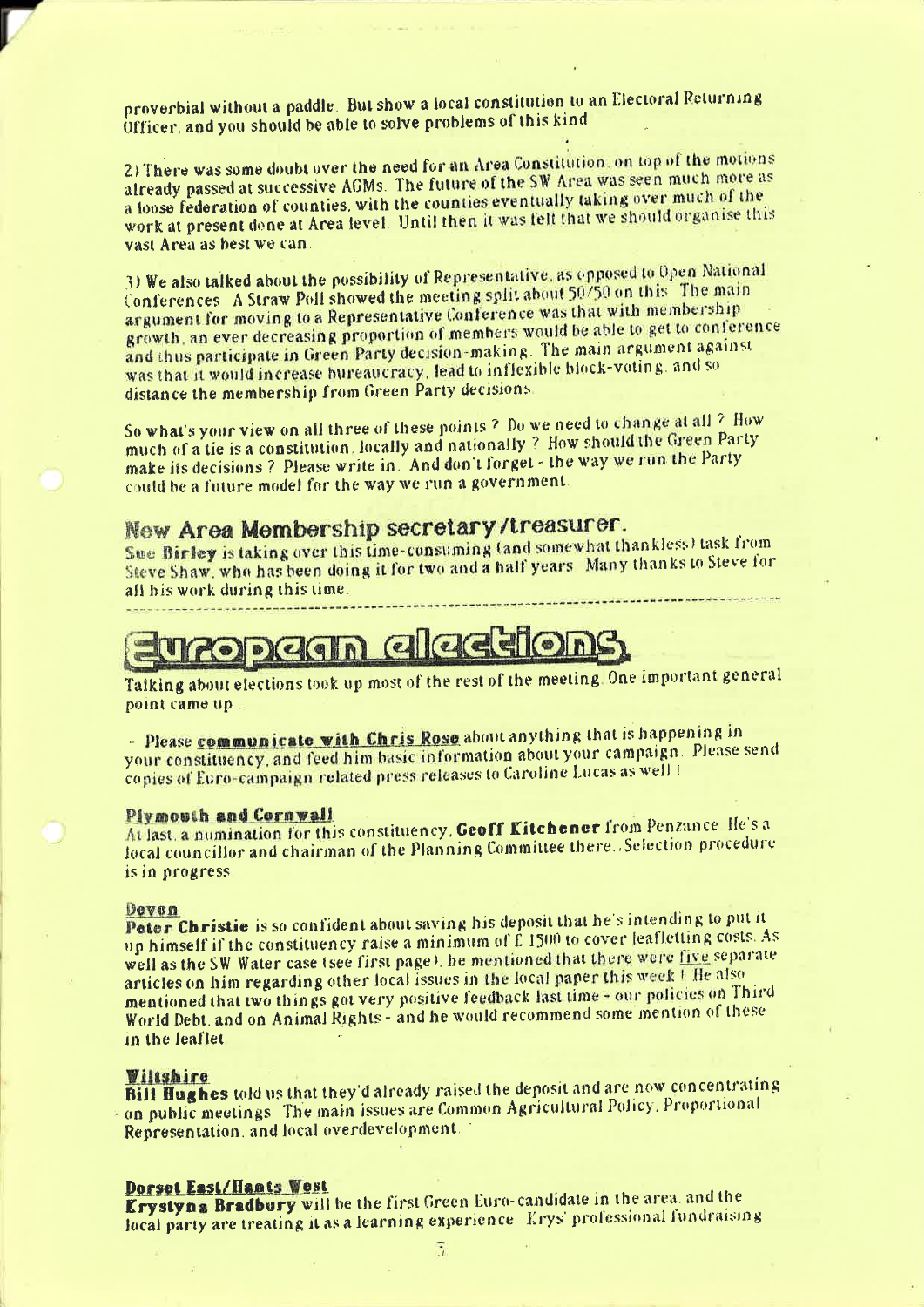proverbial without a paddle. But show a local constitution to an Electoral Returning Officer, and you should be able to solve problems of this kind.

2) There was some doubt over the need for an Area Constitution, on top of the motions already passed at successive AGMs. The future of the SW Area was seen much more as a loose federation of counties, with the counties eventually taking over much of the work at present done at Area level. Until then it was felt that we should organise this vast Area as best we can.

3) We also talked about the possibility of Representative, as opposed to Open National Conferences. A Straw Poll showed the meeting split about 50/50 on this. The main argument for moving to a Representative Conference was that with membership growth, an ever decreasing proportion of members would be able to get to conference and thus participate in Green Party decision-making. The main argument against was that it would increase bureaucracy, lead to inflexible block-voting, and so distance the membership from Green Party decisions.

So what's your view on all three of these points ? Do we need to change at all ? How much of a tie is a constitution, locally and nationally ? How should the Green Party make its decisions ? Please write in. And don't forget - the way we run the Party could be a future model for the way we run a government.

## New Area Membership secretary/treasurer.

**Sue Birley** is taking over this time-consuming (and somewhat thankless) task from Steve Shaw, who has been doing it for two and a half years. Many thanks to Steve for all his work during this time.

---

# European elections

Talking about elections took up most of the rest of the meeting. One important general point came up.

- Please **communicate with Chris Rose** about anything that is happening in your constituency, and feed him basic information about your campaign. Please send copies of Euro-campaign related press releases to Caroline Lucas as well !

### Plymouth and Cornwall

At last, a nomination for this constituency, **Geoff Kitchener** from Penzance. He's a local councillor and chairman of the Planning Committee there. Selection procedure is in progress.

### Devon

**Peter Christie** is so confident about saving his deposit that he's intending to put it up himself if the constituency raise a minimum of £ 1500 to cover leafletting costs. As well as the SW Water case (see first page), he mentioned that there were five separate articles on him regarding other local issues in the local paper this week ! He also mentioned that two things got very positive feedback last time - our policies on Third World Debt, and on Animal Rights - and he would recommend some mention of these in the leaflet.

### Wiltshire

**Bill Hughes** told us that they'd already raised the deposit and are now concentrating on public meetings. The main issues are Common Agricultural Policy, Proportional Representation, and local overdevelopment.

### Dorset East/Hants West

**Krystyna Bradbury** will be the first Green Euro-candidate in the area, and the local party are treating it as a learning experience. Krys' professional fundraising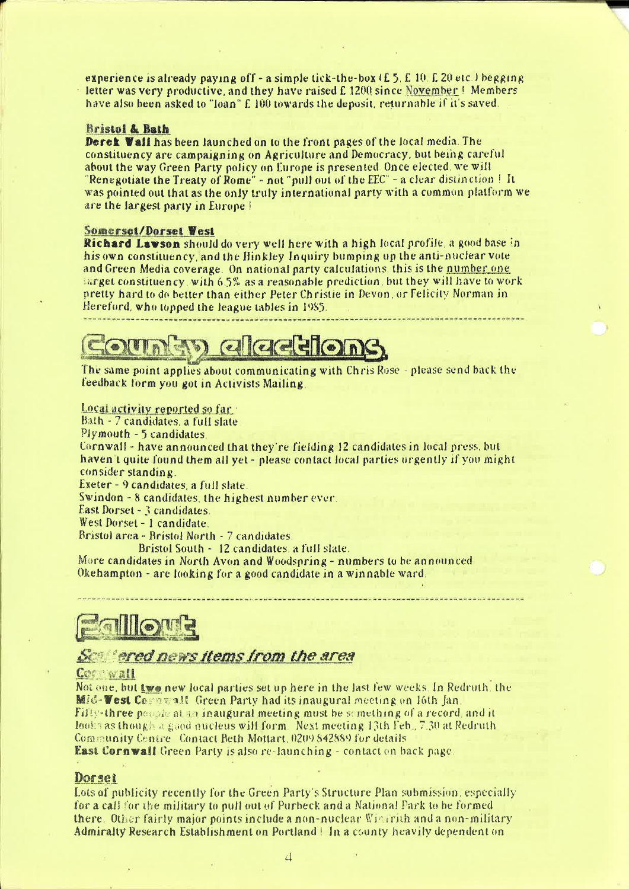experience is already paying off - a simple tick-the-box (£ 5, £ 10, £ 20 etc.) begging letter was very productive, and they have raised £ 1200 since November ! Members have also been asked to "loan" £ 100 towards the deposit, returnable if it's saved.

#### Bristol & Bath

**Derek Wall** has been launched on to the front pages of the local media. The constituency are campaigning on Agriculture and Democracy, but being careful about the way Green Party policy on Europe is presented. Once elected, we will "Renegotiate the Treaty of Rome" - not "pull out of the EEC" - a clear distinction ! It was pointed out that as the only truly international party with a common platform we are the largest party in Europe !

#### Somerset/Dorset West

**Richard Lawson** should do very well here with a high local profile, a good base in his own constituency, and the Hinkley Inquiry bumping up the anti-nuclear vote and Green Media coverage. On national party calculations, this is the number one target constituency, with 6.5% as a reasonable prediction, but they will have to work pretty hard to do better than either Peter Christie in Devon, or Felicity Norman in Hereford, who topped the league tables in 1985.

## County elections

The same point applies about communicating with Chris Rose - please send back the feedback form you got in Activists Mailing.

Local activity reported so far :

Bath - 7 candidates, a full slate.
Plymouth - 5 candidates.
Cornwall - have announced that they're fielding 12 candidates in local press, but haven't quite found them all yet - please contact local parties urgently if you might consider standing.
Exeter - 9 candidates, a full slate.
Swindon - 8 candidates, the highest number ever.
East Dorset - 3 candidates.
West Dorset - 1 candidate.
Bristol area - Bristol North - 7 candidates.
Bristol South - 12 candidates, a full slate.
More candidates in North Avon and Woodspring - numbers to be announced.
Okehampton - are looking for a good candidate in a winnable ward.

## Fallout

### *Scattered news items from the area*

#### Cornwall

Not one, but **two** new local parties set up here in the last few weeks. In Redruth, the **Mid-West Cornwall** Green Party had its inaugural meeting on 16th Jan. Fifty-three people at an inaugural meeting must be something of a record, and it looks as though a good nucleus will form. Next meeting 13th Feb., 7.30 at Redruth Community Centre. Contact Beth Mottart, 0209 842889 for details.
**East Cornwall** Green Party is also re-launching - contact on back page.

#### Dorset

Lots of publicity recently for the Green Party's Structure Plan submission, especially for a call for the military to pull out of Purbeck and a National Park to be formed there. Other fairly major points include a non-nuclear Winfrith and a non-military Admiralty Research Establishment on Portland ! In a county heavily dependent on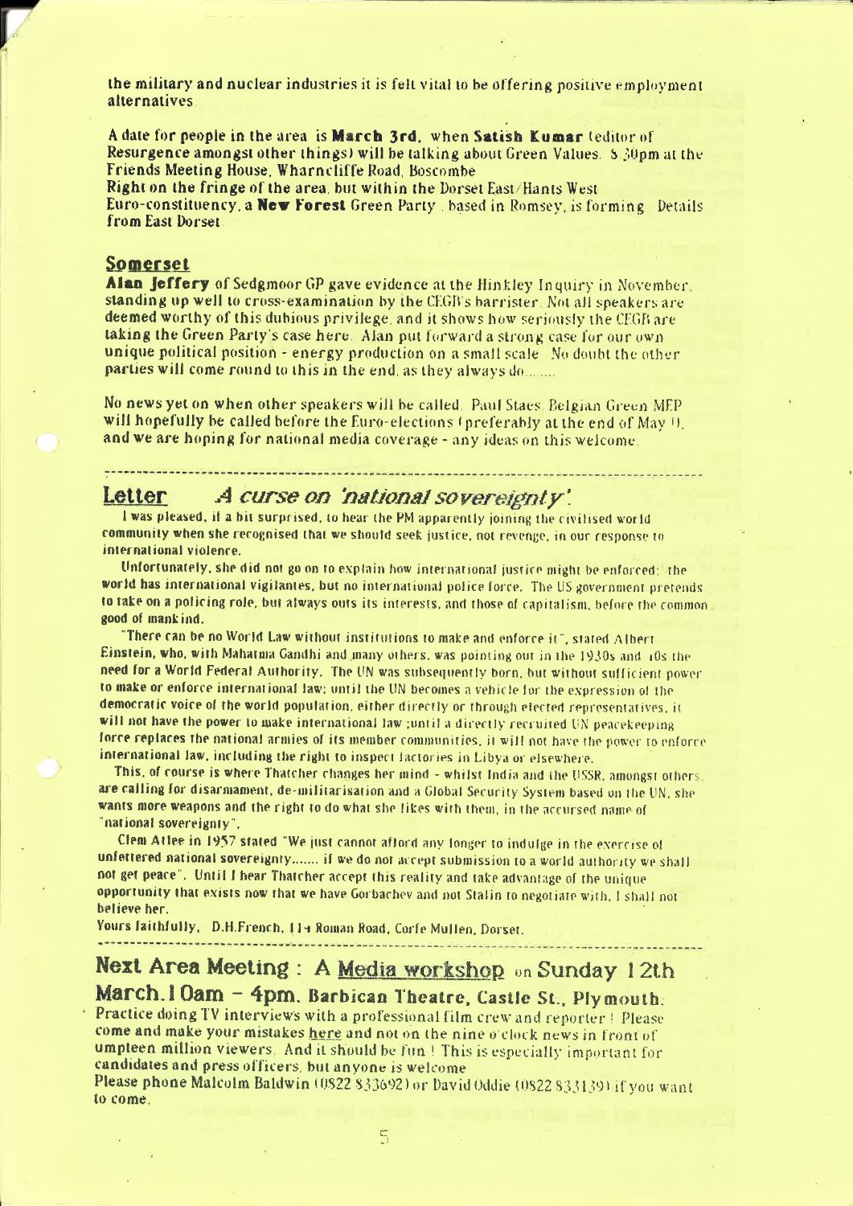the military and nuclear industries it is felt vital to be offering positive employment alternatives

A date for people in the area is **March 3rd**, when **Satish Kumar** (editor of Resurgence amongst other things) will be talking about Green Values. 8.30pm at the Friends Meeting House, Wharncliffe Road, Boscombe.

Right on the fringe of the area, but within the Dorset East/Hants West Euro-constituency, a **New Forest** Green Party, based in Romsey, is forming. Details from East Dorset.

## Somerset

**Alan Jeffery** of Sedgmoor GP gave evidence at the Hinkley Inquiry in November, standing up well to cross-examination by the CEGB's barrister. Not all speakers are deemed worthy of this dubious privilege, and it shows how seriously the CEGB are taking the Green Party's case here. Alan put forward a strong case for our own unique political position - energy production on a small scale. No doubt the other parties will come round to this in the end, as they always do.......

No news yet on when other speakers will be called. Paul Staes, Belgian Green MEP will hopefully be called before the Euro-elections (preferably at the end of May !), and we are hoping for national media coverage - any ideas on this welcome.

---

## Letter *A curse on 'national sovereignty'*

I was pleased, if a bit surprised, to hear the PM apparently joining the civilised world community when she recognised that we should seek justice, not revenge, in our response to international violence.

Unfortunately, she did not go on to explain how international justice might be enforced; the world has international vigilantes, but no international police force. The US government pretends to take on a policing role, but always puts its interests, and those of capitalism, before the common good of mankind.

"There can be no World Law without institutions to make and enforce it", stated Albert Einstein, who, with Mahatma Gandhi and many others, was pointing out in the 1930s and 40s the need for a World Federal Authority. The UN was subsequently born, but without sufficient power to make or enforce international law; until the UN becomes a vehicle for the expression of the democratic voice of the world population, either directly or through elected representatives, it will not have the power to make international law ;until a directly recruited UN peacekeeping force replaces the national armies of its member communities, it will not have the power to enforce international law, including the right to inspect factories in Libya or elsewhere.

This, of course is where Thatcher changes her mind - whilst India and the USSR, amongst others, are calling for disarmament, de-militarisation and a Global Security System based on the UN, she wants more weapons and the right to do what she likes with them, in the accursed name of "national sovereignty".

Clem Atlee in 1957 stated "We just cannot afford any longer to indulge in the exercise of unfettered national sovereignty....... if we do not accept submission to a world authority we shall not get peace". Until I hear Thatcher accept this reality and take advantage of the unique opportunity that exists now that we have Gorbachev and not Stalin to negotiate with, I shall not believe her.

Yours faithfully, D.H.French, 114 Roman Road, Corfe Mullen, Dorset.

---

## Next Area Meeting : A Media workshop on Sunday 12th March.10am - 4pm. Barbican Theatre, Castle St., Plymouth.

Practice doing TV interviews with a professional film crew and reporter ! Please come and make your mistakes here and not on the nine o'clock news in front of umpteen million viewers. And it should be fun ! This is especially important for candidates and press officers, but anyone is welcome.

Please phone Malcolm Baldwin (0822 833692) or David Oddie (0822 833139) if you want to come.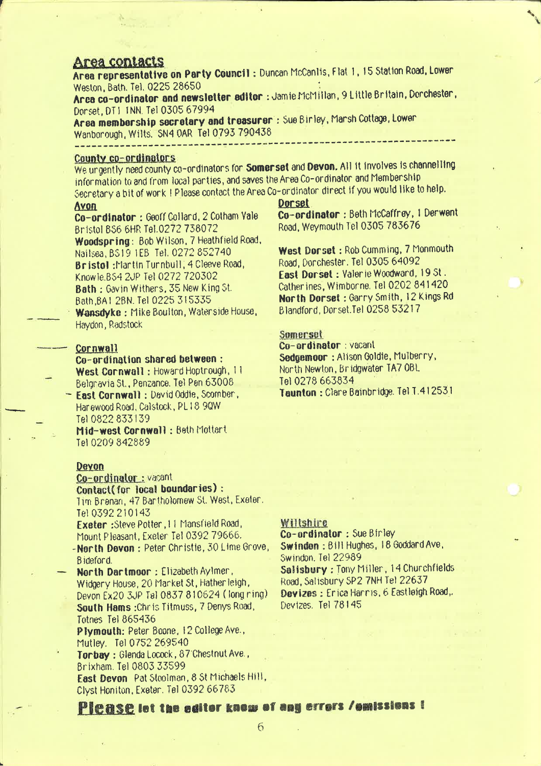## Area contacts

**Area representative on Party Council** : Duncan McCanlis, Flat 1, 15 Station Road, Lower Weston, Bath. Tel. 0225 28650

**Area co-ordinator and newsletter editor** : Jamie McMillan, 9 Little Britain, Dorchester, Dorset, DT1 1NN. Tel 0305 67994

**Area membership secretary and treasurer** : Sue Birley, Marsh Cottage, Lower Wanborough, Wilts. SN4 0AR Tel 0793 790438

---

### County co-ordinators

We urgently need county co-ordinators for **Somerset** and **Devon**. All it involves is channelling information to and from local parties, and saves the Area Co-ordinator and Membership Secretary a bit of work ! Please contact the Area Co-ordinator direct if you would like to help.

#### Avon

**Co-ordinator** : Geoff Collard, 2 Cotham Vale Bristol BS6 6HR Tel.0272 738072

**Woodspring**: Bob Wilson, 7 Heathfield Road, Nailsea, BS19 1EB Tel. 0272 852740

**Bristol** :Martin Turnbull, 4 Cleeve Road, Knowle.BS4 2JP Tel 0272 720302

**Bath** : Gavin Withers, 35 New King St. Bath,BA1 2BN. Tel 0225 315335

**Wansdyke** : Mike Boulton, Waterside House, Haydon, Radstock

#### Cornwall

**Co-ordination shared between** :

**West Cornwall** : Howard Hoptrough, 11 Belgravia St., Penzance. Tel Pen 63008

**East Cornwall** : David Oddie, Scomber, Harewood Road, Calstock, PL18 9QW Tel 0822 833139

**Mid-west Cornwall** : Beth Mottart Tel 0209 842889

#### Devon

**Co-ordinator** : vacant

**Contact(for local boundaries)** : Tim Brenan, 47 Bartholomew St. West, Exeter. Tel 0392 210143

**Exeter** :Steve Potter ,11 Mansfield Road, Mount Pleasant, Exeter Tel 0392 79666.

**North Devon** : Peter Christie, 30 Lime Grove, Bideford.

**North Dartmoor** : Elizabeth Aylmer, Widgery House, 20 Market St, Hatherleigh, Devon Ex20 3JP Tel 0837 810624 ( long ring)

**South Hams** :Chris Titmuss, 7 Denys Road, Totnes Tel 865436

**Plymouth:** Peter Boone, 12 College Ave., Mutley. Tel 0752 269540

**Torbay** : Glenda Locock, 87 Chestnut Ave., Brixham. Tel 0803 33599

**East Devon** Pat Stoolman, 8 St Michaels Hill, Clyst Honiton, Exeter. Tel 0392 66783

#### Dorset

**Co-ordinator** : Beth McCaffrey, 1 Derwent Road, Weymouth Tel 0305 783676

**West Dorset** : Rob Cumming, 7 Monmouth Road, Dorchester. Tel 0305 64092

**East Dorset** : Valerie Woodward, 19 St. Catherines, Wimborne. Tel 0202 841420

**North Dorset** : Garry Smith, 12 Kings Rd Blandford, Dorset.Tel 0258 53217

#### Somerset

**Co-ordinator** : vacant

**Sedgemoor** : Alison Goldie, Mulberry, North Newton, Bridgwater TA7 0BL Tel 0278 663834

**Taunton** : Clare Bainbridge. Tel T.412531

#### Wiltshire

**Co-ordinator** : Sue Birley

**Swindon** : Bill Hughes, 18 Goddard Ave, Swindon. Tel 22989

**Salisbury** : Tony Miller, 14 Churchfields Road, Salisbury SP2 7NH Tel 22637

**Devizes** : Erica Harris, 6 Eastleigh Road,. Devizes. Tel 78145

**Please let the editor know of any errors /omissions !**